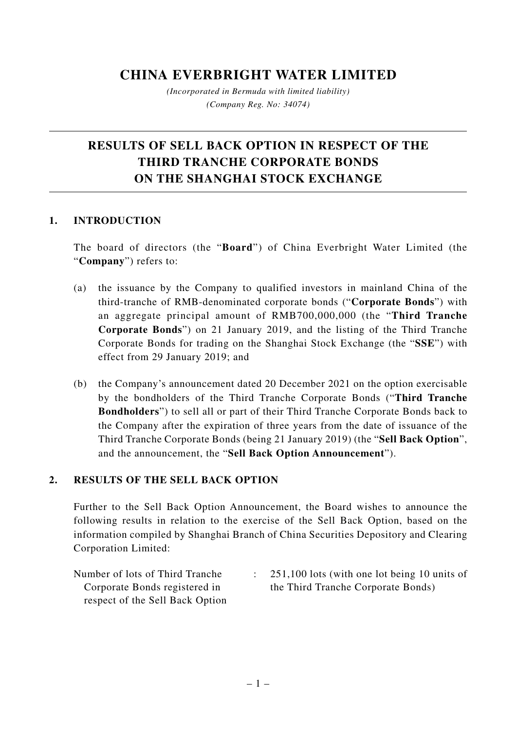# CHINA EVERBRIGHT WATER LIMITED

*(Incorporated in Bermuda with limited liability)*
*(Company Reg. No: 34074)*

---

## RESULTS OF SELL BACK OPTION IN RESPECT OF THE THIRD TRANCHE CORPORATE BONDS ON THE SHANGHAI STOCK EXCHANGE

---

### 1. INTRODUCTION

The board of directors (the "**Board**") of China Everbright Water Limited (the "**Company**") refers to:

(a) the issuance by the Company to qualified investors in mainland China of the third-tranche of RMB-denominated corporate bonds ("**Corporate Bonds**") with an aggregate principal amount of RMB700,000,000 (the "**Third Tranche Corporate Bonds**") on 21 January 2019, and the listing of the Third Tranche Corporate Bonds for trading on the Shanghai Stock Exchange (the "**SSE**") with effect from 29 January 2019; and

(b) the Company's announcement dated 20 December 2021 on the option exercisable by the bondholders of the Third Tranche Corporate Bonds ("**Third Tranche Bondholders**") to sell all or part of their Third Tranche Corporate Bonds back to the Company after the expiration of three years from the date of issuance of the Third Tranche Corporate Bonds (being 21 January 2019) (the "**Sell Back Option**", and the announcement, the "**Sell Back Option Announcement**").

### 2. RESULTS OF THE SELL BACK OPTION

Further to the Sell Back Option Announcement, the Board wishes to announce the following results in relation to the exercise of the Sell Back Option, based on the information compiled by Shanghai Branch of China Securities Depository and Clearing Corporation Limited:

| | | |
|---|---|---|
| Number of lots of Third Tranche Corporate Bonds registered in respect of the Sell Back Option | : | 251,100 lots (with one lot being 10 units of the Third Tranche Corporate Bonds) |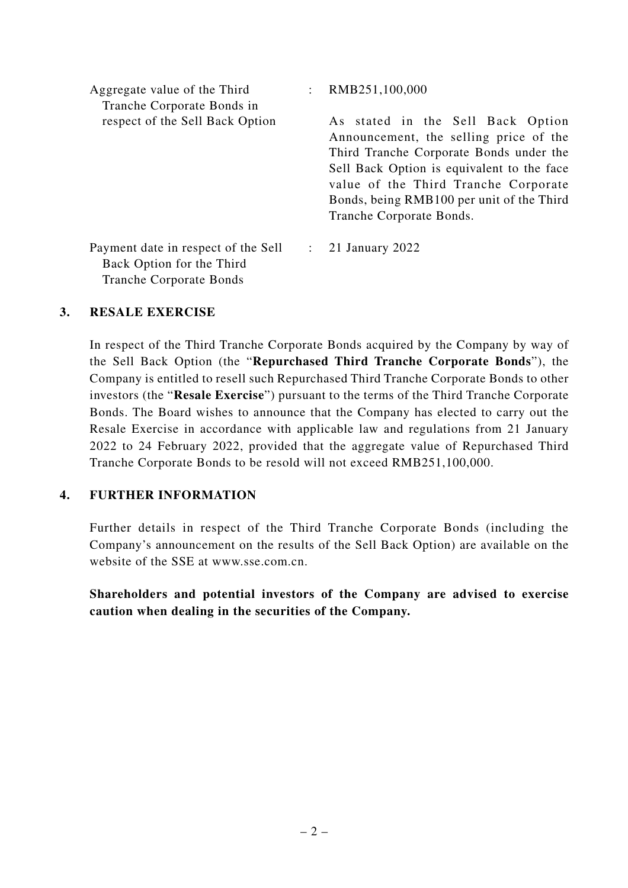| | | |
|---|---|---|
| Aggregate value of the Third Tranche Corporate Bonds in respect of the Sell Back Option | : | RMB251,100,000<br><br>As stated in the Sell Back Option Announcement, the selling price of the Third Tranche Corporate Bonds under the Sell Back Option is equivalent to the face value of the Third Tranche Corporate Bonds, being RMB100 per unit of the Third Tranche Corporate Bonds. |
| Payment date in respect of the Sell Back Option for the Third Tranche Corporate Bonds | : | 21 January 2022 |

## 3. RESALE EXERCISE

In respect of the Third Tranche Corporate Bonds acquired by the Company by way of the Sell Back Option (the "**Repurchased Third Tranche Corporate Bonds**"), the Company is entitled to resell such Repurchased Third Tranche Corporate Bonds to other investors (the "**Resale Exercise**") pursuant to the terms of the Third Tranche Corporate Bonds. The Board wishes to announce that the Company has elected to carry out the Resale Exercise in accordance with applicable law and regulations from 21 January 2022 to 24 February 2022, provided that the aggregate value of Repurchased Third Tranche Corporate Bonds to be resold will not exceed RMB251,100,000.

## 4. FURTHER INFORMATION

Further details in respect of the Third Tranche Corporate Bonds (including the Company's announcement on the results of the Sell Back Option) are available on the website of the SSE at www.sse.com.cn.

**Shareholders and potential investors of the Company are advised to exercise caution when dealing in the securities of the Company.**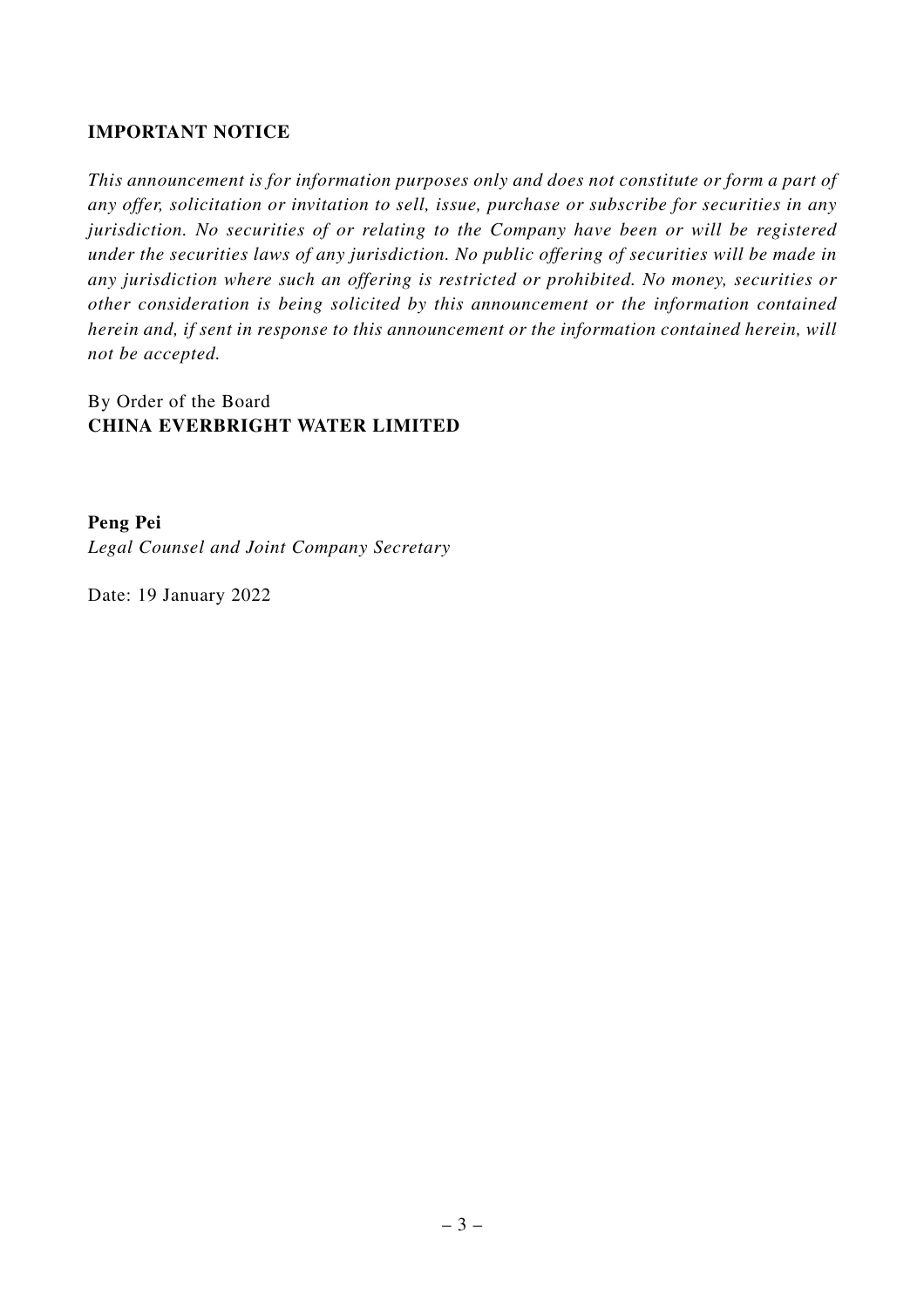**IMPORTANT NOTICE**

*This announcement is for information purposes only and does not constitute or form a part of any offer, solicitation or invitation to sell, issue, purchase or subscribe for securities in any jurisdiction. No securities of or relating to the Company have been or will be registered under the securities laws of any jurisdiction. No public offering of securities will be made in any jurisdiction where such an offering is restricted or prohibited. No money, securities or other consideration is being solicited by this announcement or the information contained herein and, if sent in response to this announcement or the information contained herein, will not be accepted.*

By Order of the Board
**CHINA EVERBRIGHT WATER LIMITED**

**Peng Pei**
*Legal Counsel and Joint Company Secretary*

Date: 19 January 2022